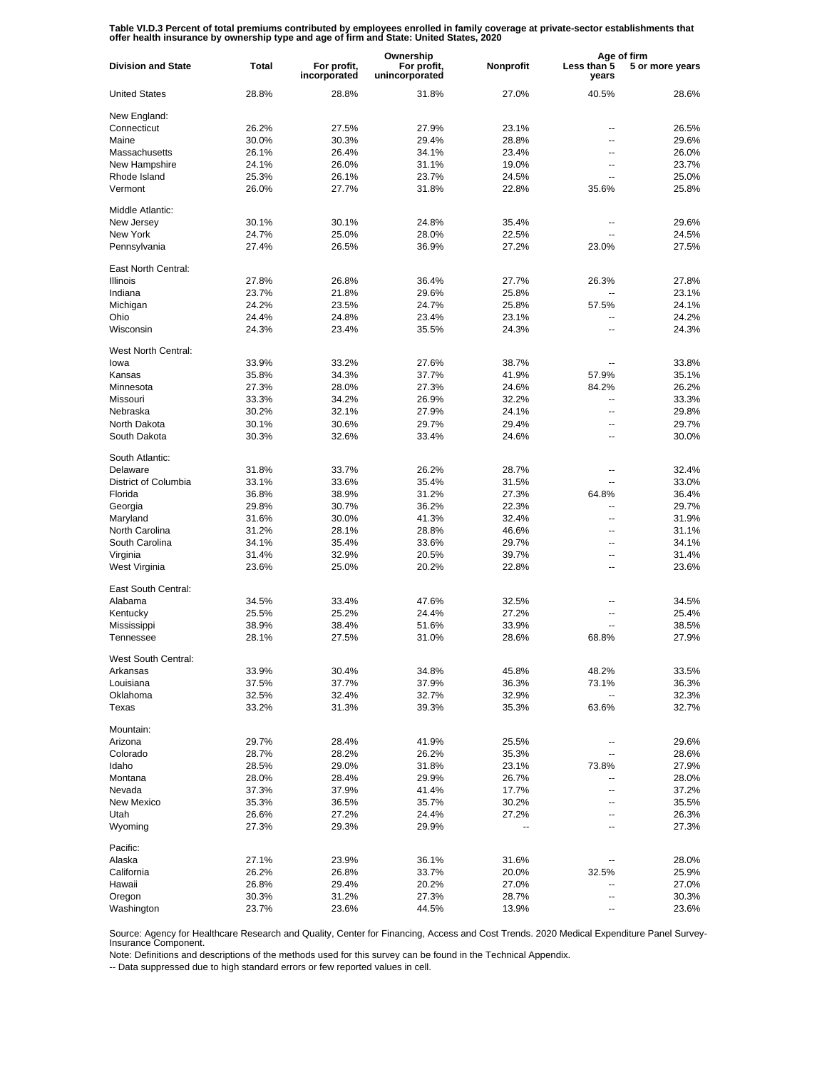**Table VI.D.3 Percent of total premiums contributed by employees enrolled in family coverage at private-sector establishments that offer health insurance by ownership type and age of firm and State: United States, 2020**

| Division and State | Total | Ownership: For profit, incorporated | Ownership: For profit, unincorporated | Ownership: Nonprofit | Age of firm: Less than 5 years | Age of firm: 5 or more years |
|---|---|---|---|---|---|---|
| United States | 28.8% | 28.8% | 31.8% | 27.0% | 40.5% | 28.6% |
| New England: | | | | | | |
| Connecticut | 26.2% | 27.5% | 27.9% | 23.1% | -- | 26.5% |
| Maine | 30.0% | 30.3% | 29.4% | 28.8% | -- | 29.6% |
| Massachusetts | 26.1% | 26.4% | 34.1% | 23.4% | -- | 26.0% |
| New Hampshire | 24.1% | 26.0% | 31.1% | 19.0% | -- | 23.7% |
| Rhode Island | 25.3% | 26.1% | 23.7% | 24.5% | -- | 25.0% |
| Vermont | 26.0% | 27.7% | 31.8% | 22.8% | 35.6% | 25.8% |
| Middle Atlantic: | | | | | | |
| New Jersey | 30.1% | 30.1% | 24.8% | 35.4% | -- | 29.6% |
| New York | 24.7% | 25.0% | 28.0% | 22.5% | -- | 24.5% |
| Pennsylvania | 27.4% | 26.5% | 36.9% | 27.2% | 23.0% | 27.5% |
| East North Central: | | | | | | |
| Illinois | 27.8% | 26.8% | 36.4% | 27.7% | 26.3% | 27.8% |
| Indiana | 23.7% | 21.8% | 29.6% | 25.8% | -- | 23.1% |
| Michigan | 24.2% | 23.5% | 24.7% | 25.8% | 57.5% | 24.1% |
| Ohio | 24.4% | 24.8% | 23.4% | 23.1% | -- | 24.2% |
| Wisconsin | 24.3% | 23.4% | 35.5% | 24.3% | -- | 24.3% |
| West North Central: | | | | | | |
| Iowa | 33.9% | 33.2% | 27.6% | 38.7% | -- | 33.8% |
| Kansas | 35.8% | 34.3% | 37.7% | 41.9% | 57.9% | 35.1% |
| Minnesota | 27.3% | 28.0% | 27.3% | 24.6% | 84.2% | 26.2% |
| Missouri | 33.3% | 34.2% | 26.9% | 32.2% | -- | 33.3% |
| Nebraska | 30.2% | 32.1% | 27.9% | 24.1% | -- | 29.8% |
| North Dakota | 30.1% | 30.6% | 29.7% | 29.4% | -- | 29.7% |
| South Dakota | 30.3% | 32.6% | 33.4% | 24.6% | -- | 30.0% |
| South Atlantic: | | | | | | |
| Delaware | 31.8% | 33.7% | 26.2% | 28.7% | -- | 32.4% |
| District of Columbia | 33.1% | 33.6% | 35.4% | 31.5% | -- | 33.0% |
| Florida | 36.8% | 38.9% | 31.2% | 27.3% | 64.8% | 36.4% |
| Georgia | 29.8% | 30.7% | 36.2% | 22.3% | -- | 29.7% |
| Maryland | 31.6% | 30.0% | 41.3% | 32.4% | -- | 31.9% |
| North Carolina | 31.2% | 28.1% | 28.8% | 46.6% | -- | 31.1% |
| South Carolina | 34.1% | 35.4% | 33.6% | 29.7% | -- | 34.1% |
| Virginia | 31.4% | 32.9% | 20.5% | 39.7% | -- | 31.4% |
| West Virginia | 23.6% | 25.0% | 20.2% | 22.8% | -- | 23.6% |
| East South Central: | | | | | | |
| Alabama | 34.5% | 33.4% | 47.6% | 32.5% | -- | 34.5% |
| Kentucky | 25.5% | 25.2% | 24.4% | 27.2% | -- | 25.4% |
| Mississippi | 38.9% | 38.4% | 51.6% | 33.9% | -- | 38.5% |
| Tennessee | 28.1% | 27.5% | 31.0% | 28.6% | 68.8% | 27.9% |
| West South Central: | | | | | | |
| Arkansas | 33.9% | 30.4% | 34.8% | 45.8% | 48.2% | 33.5% |
| Louisiana | 37.5% | 37.7% | 37.9% | 36.3% | 73.1% | 36.3% |
| Oklahoma | 32.5% | 32.4% | 32.7% | 32.9% | -- | 32.3% |
| Texas | 33.2% | 31.3% | 39.3% | 35.3% | 63.6% | 32.7% |
| Mountain: | | | | | | |
| Arizona | 29.7% | 28.4% | 41.9% | 25.5% | -- | 29.6% |
| Colorado | 28.7% | 28.2% | 26.2% | 35.3% | -- | 28.6% |
| Idaho | 28.5% | 29.0% | 31.8% | 23.1% | 73.8% | 27.9% |
| Montana | 28.0% | 28.4% | 29.9% | 26.7% | -- | 28.0% |
| Nevada | 37.3% | 37.9% | 41.4% | 17.7% | -- | 37.2% |
| New Mexico | 35.3% | 36.5% | 35.7% | 30.2% | -- | 35.5% |
| Utah | 26.6% | 27.2% | 24.4% | 27.2% | -- | 26.3% |
| Wyoming | 27.3% | 29.3% | 29.9% | -- | -- | 27.3% |
| Pacific: | | | | | | |
| Alaska | 27.1% | 23.9% | 36.1% | 31.6% | -- | 28.0% |
| California | 26.2% | 26.8% | 33.7% | 20.0% | 32.5% | 25.9% |
| Hawaii | 26.8% | 29.4% | 20.2% | 27.0% | -- | 27.0% |
| Oregon | 30.3% | 31.2% | 27.3% | 28.7% | -- | 30.3% |
| Washington | 23.7% | 23.6% | 44.5% | 13.9% | -- | 23.6% |

Source: Agency for Healthcare Research and Quality, Center for Financing, Access and Cost Trends. 2020 Medical Expenditure Panel Survey-Insurance Component.

Note: Definitions and descriptions of the methods used for this survey can be found in the Technical Appendix.

-- Data suppressed due to high standard errors or few reported values in cell.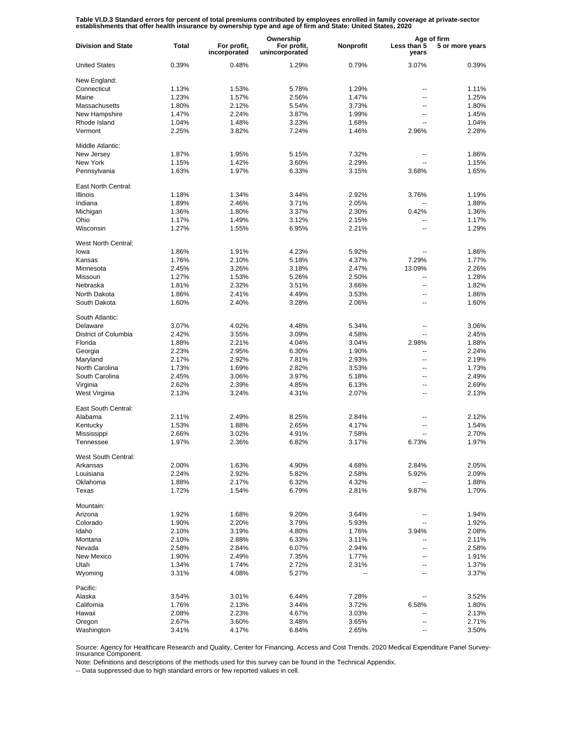**Table VI.D.3 Standard errors for percent of total premiums contributed by employees enrolled in family coverage at private-sector establishments that offer health insurance by ownership type and age of firm and State: United States, 2020**

| Division and State | Total | Ownership: For profit, incorporated | Ownership: For profit, unincorporated | Ownership: Nonprofit | Age of firm: Less than 5 years | Age of firm: 5 or more years |
|---|---|---|---|---|---|---|
| United States | 0.39% | 0.48% | 1.29% | 0.79% | 3.07% | 0.39% |
| New England: | | | | | | |
| Connecticut | 1.13% | 1.53% | 5.78% | 1.29% | -- | 1.11% |
| Maine | 1.23% | 1.57% | 2.56% | 1.47% | -- | 1.25% |
| Massachusetts | 1.80% | 2.12% | 5.54% | 3.73% | -- | 1.80% |
| New Hampshire | 1.47% | 2.24% | 3.87% | 1.99% | -- | 1.45% |
| Rhode Island | 1.04% | 1.48% | 3.23% | 1.68% | -- | 1.04% |
| Vermont | 2.25% | 3.82% | 7.24% | 1.46% | 2.96% | 2.28% |
| Middle Atlantic: | | | | | | |
| New Jersey | 1.87% | 1.95% | 5.15% | 7.32% | -- | 1.86% |
| New York | 1.15% | 1.42% | 3.60% | 2.29% | -- | 1.15% |
| Pennsylvania | 1.63% | 1.97% | 6.33% | 3.15% | 3.68% | 1.65% |
| East North Central: | | | | | | |
| Illinois | 1.18% | 1.34% | 3.44% | 2.92% | 3.76% | 1.19% |
| Indiana | 1.89% | 2.46% | 3.71% | 2.05% | -- | 1.88% |
| Michigan | 1.36% | 1.80% | 3.37% | 2.30% | 0.42% | 1.36% |
| Ohio | 1.17% | 1.49% | 3.12% | 2.15% | -- | 1.17% |
| Wisconsin | 1.27% | 1.55% | 6.95% | 2.21% | -- | 1.29% |
| West North Central: | | | | | | |
| Iowa | 1.86% | 1.91% | 4.23% | 5.92% | -- | 1.86% |
| Kansas | 1.76% | 2.10% | 5.18% | 4.37% | 7.29% | 1.77% |
| Minnesota | 2.45% | 3.26% | 3.18% | 2.47% | 13.09% | 2.26% |
| Missouri | 1.27% | 1.53% | 5.26% | 2.50% | -- | 1.28% |
| Nebraska | 1.81% | 2.32% | 3.51% | 3.66% | -- | 1.82% |
| North Dakota | 1.86% | 2.41% | 4.49% | 3.53% | -- | 1.86% |
| South Dakota | 1.60% | 2.40% | 3.28% | 2.06% | -- | 1.60% |
| South Atlantic: | | | | | | |
| Delaware | 3.07% | 4.02% | 4.48% | 5.34% | -- | 3.06% |
| District of Columbia | 2.42% | 3.55% | 3.09% | 4.58% | -- | 2.45% |
| Florida | 1.88% | 2.21% | 4.04% | 3.04% | 2.98% | 1.88% |
| Georgia | 2.23% | 2.95% | 6.30% | 1.90% | -- | 2.24% |
| Maryland | 2.17% | 2.92% | 7.81% | 2.93% | -- | 2.19% |
| North Carolina | 1.73% | 1.69% | 2.82% | 3.53% | -- | 1.73% |
| South Carolina | 2.45% | 3.06% | 3.97% | 5.18% | -- | 2.49% |
| Virginia | 2.62% | 2.39% | 4.85% | 6.13% | -- | 2.69% |
| West Virginia | 2.13% | 3.24% | 4.31% | 2.07% | -- | 2.13% |
| East South Central: | | | | | | |
| Alabama | 2.11% | 2.49% | 8.25% | 2.84% | -- | 2.12% |
| Kentucky | 1.53% | 1.88% | 2.65% | 4.17% | -- | 1.54% |
| Mississippi | 2.66% | 3.02% | 4.91% | 7.58% | -- | 2.70% |
| Tennessee | 1.97% | 2.36% | 6.82% | 3.17% | 6.73% | 1.97% |
| West South Central: | | | | | | |
| Arkansas | 2.00% | 1.63% | 4.90% | 4.68% | 2.84% | 2.05% |
| Louisiana | 2.24% | 2.92% | 5.82% | 2.58% | 5.92% | 2.09% |
| Oklahoma | 1.88% | 2.17% | 6.32% | 4.32% | -- | 1.88% |
| Texas | 1.72% | 1.54% | 6.79% | 2.81% | 9.87% | 1.70% |
| Mountain: | | | | | | |
| Arizona | 1.92% | 1.68% | 9.20% | 3.64% | -- | 1.94% |
| Colorado | 1.90% | 2.20% | 3.79% | 5.93% | -- | 1.92% |
| Idaho | 2.10% | 3.19% | 4.80% | 1.76% | 3.94% | 2.08% |
| Montana | 2.10% | 2.88% | 6.33% | 3.11% | -- | 2.11% |
| Nevada | 2.58% | 2.84% | 6.07% | 2.94% | -- | 2.58% |
| New Mexico | 1.90% | 2.49% | 7.35% | 1.77% | -- | 1.91% |
| Utah | 1.34% | 1.74% | 2.72% | 2.31% | -- | 1.37% |
| Wyoming | 3.31% | 4.08% | 5.27% | -- | -- | 3.37% |
| Pacific: | | | | | | |
| Alaska | 3.54% | 3.01% | 6.44% | 7.28% | -- | 3.52% |
| California | 1.76% | 2.13% | 3.44% | 3.72% | 6.58% | 1.80% |
| Hawaii | 2.08% | 2.23% | 4.67% | 3.03% | -- | 2.13% |
| Oregon | 2.67% | 3.60% | 3.48% | 3.65% | -- | 2.71% |
| Washington | 3.41% | 4.17% | 6.84% | 2.65% | -- | 3.50% |

Source: Agency for Healthcare Research and Quality, Center for Financing, Access and Cost Trends. 2020 Medical Expenditure Panel Survey-Insurance Component.

Note: Definitions and descriptions of the methods used for this survey can be found in the Technical Appendix.

-- Data suppressed due to high standard errors or few reported values in cell.